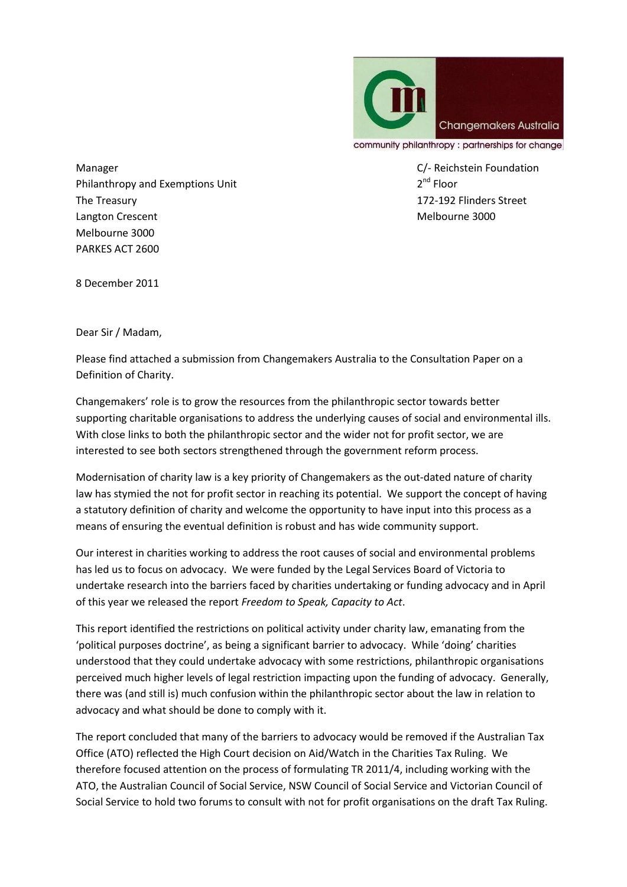Changemakers Australia

community philanthropy : partnerships for change

Manager
Philanthropy and Exemptions Unit
The Treasury
Langton Crescent
Melbourne 3000
PARKES ACT 2600

C/- Reichstein Foundation
2nd Floor
172-192 Flinders Street
Melbourne 3000

8 December 2011

Dear Sir / Madam,

Please find attached a submission from Changemakers Australia to the Consultation Paper on a Definition of Charity.

Changemakers' role is to grow the resources from the philanthropic sector towards better supporting charitable organisations to address the underlying causes of social and environmental ills. With close links to both the philanthropic sector and the wider not for profit sector, we are interested to see both sectors strengthened through the government reform process.

Modernisation of charity law is a key priority of Changemakers as the out-dated nature of charity law has stymied the not for profit sector in reaching its potential. We support the concept of having a statutory definition of charity and welcome the opportunity to have input into this process as a means of ensuring the eventual definition is robust and has wide community support.

Our interest in charities working to address the root causes of social and environmental problems has led us to focus on advocacy. We were funded by the Legal Services Board of Victoria to undertake research into the barriers faced by charities undertaking or funding advocacy and in April of this year we released the report *Freedom to Speak, Capacity to Act*.

This report identified the restrictions on political activity under charity law, emanating from the 'political purposes doctrine', as being a significant barrier to advocacy. While 'doing' charities understood that they could undertake advocacy with some restrictions, philanthropic organisations perceived much higher levels of legal restriction impacting upon the funding of advocacy. Generally, there was (and still is) much confusion within the philanthropic sector about the law in relation to advocacy and what should be done to comply with it.

The report concluded that many of the barriers to advocacy would be removed if the Australian Tax Office (ATO) reflected the High Court decision on Aid/Watch in the Charities Tax Ruling. We therefore focused attention on the process of formulating TR 2011/4, including working with the ATO, the Australian Council of Social Service, NSW Council of Social Service and Victorian Council of Social Service to hold two forums to consult with not for profit organisations on the draft Tax Ruling.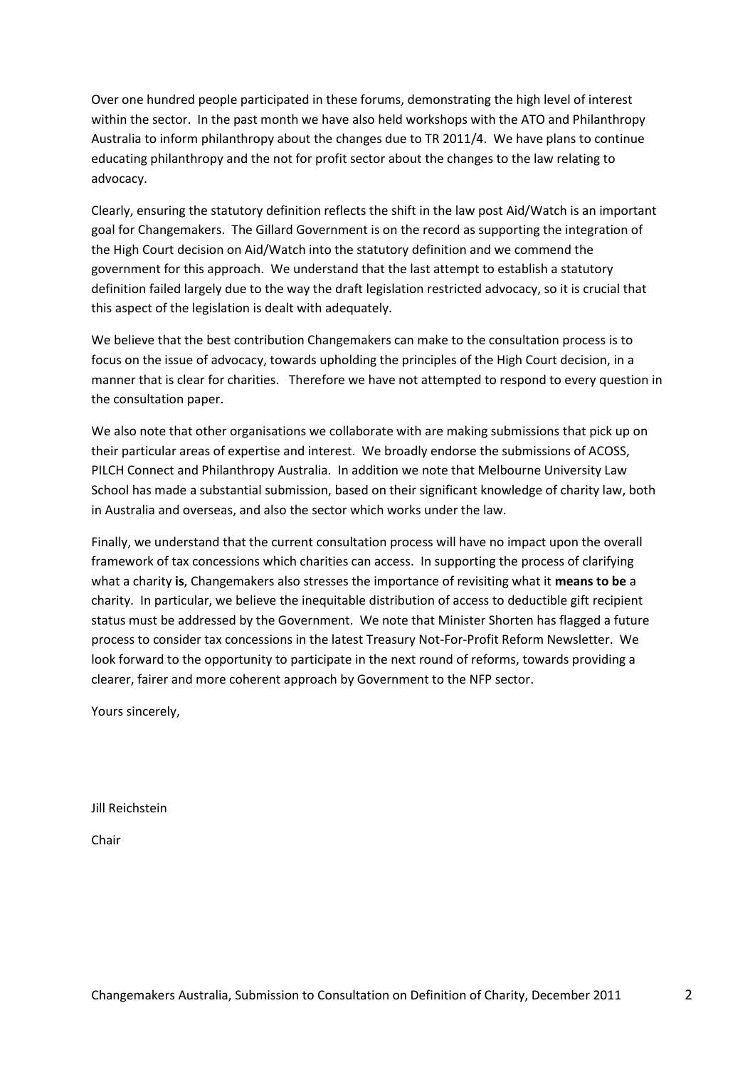Over one hundred people participated in these forums, demonstrating the high level of interest within the sector. In the past month we have also held workshops with the ATO and Philanthropy Australia to inform philanthropy about the changes due to TR 2011/4. We have plans to continue educating philanthropy and the not for profit sector about the changes to the law relating to advocacy.

Clearly, ensuring the statutory definition reflects the shift in the law post Aid/Watch is an important goal for Changemakers. The Gillard Government is on the record as supporting the integration of the High Court decision on Aid/Watch into the statutory definition and we commend the government for this approach. We understand that the last attempt to establish a statutory definition failed largely due to the way the draft legislation restricted advocacy, so it is crucial that this aspect of the legislation is dealt with adequately.

We believe that the best contribution Changemakers can make to the consultation process is to focus on the issue of advocacy, towards upholding the principles of the High Court decision, in a manner that is clear for charities. Therefore we have not attempted to respond to every question in the consultation paper.

We also note that other organisations we collaborate with are making submissions that pick up on their particular areas of expertise and interest. We broadly endorse the submissions of ACOSS, PILCH Connect and Philanthropy Australia. In addition we note that Melbourne University Law School has made a substantial submission, based on their significant knowledge of charity law, both in Australia and overseas, and also the sector which works under the law.

Finally, we understand that the current consultation process will have no impact upon the overall framework of tax concessions which charities can access. In supporting the process of clarifying what a charity **is**, Changemakers also stresses the importance of revisiting what it **means to be** a charity. In particular, we believe the inequitable distribution of access to deductible gift recipient status must be addressed by the Government. We note that Minister Shorten has flagged a future process to consider tax concessions in the latest Treasury Not-For-Profit Reform Newsletter. We look forward to the opportunity to participate in the next round of reforms, towards providing a clearer, fairer and more coherent approach by Government to the NFP sector.

Yours sincerely,

Jill Reichstein

Chair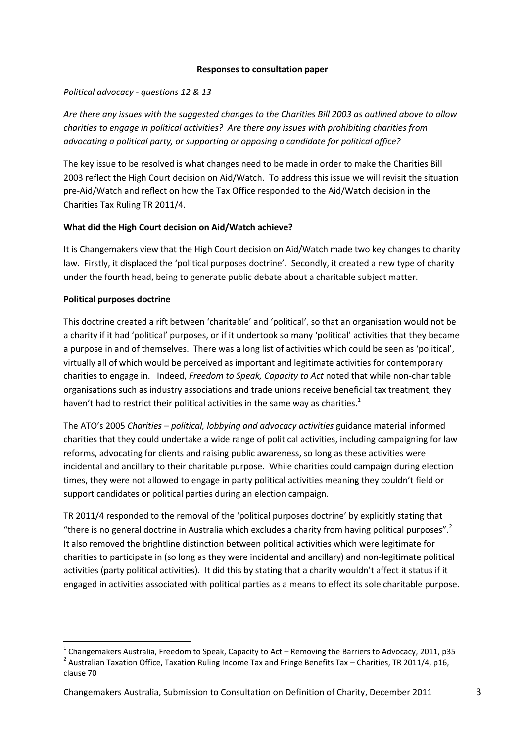**Responses to consultation paper**

*Political advocacy - questions 12 & 13*

*Are there any issues with the suggested changes to the Charities Bill 2003 as outlined above to allow charities to engage in political activities? Are there any issues with prohibiting charities from advocating a political party, or supporting or opposing a candidate for political office?*

The key issue to be resolved is what changes need to be made in order to make the Charities Bill 2003 reflect the High Court decision on Aid/Watch. To address this issue we will revisit the situation pre-Aid/Watch and reflect on how the Tax Office responded to the Aid/Watch decision in the Charities Tax Ruling TR 2011/4.

**What did the High Court decision on Aid/Watch achieve?**

It is Changemakers view that the High Court decision on Aid/Watch made two key changes to charity law. Firstly, it displaced the 'political purposes doctrine'. Secondly, it created a new type of charity under the fourth head, being to generate public debate about a charitable subject matter.

**Political purposes doctrine**

This doctrine created a rift between 'charitable' and 'political', so that an organisation would not be a charity if it had 'political' purposes, or if it undertook so many 'political' activities that they became a purpose in and of themselves. There was a long list of activities which could be seen as 'political', virtually all of which would be perceived as important and legitimate activities for contemporary charities to engage in. Indeed, *Freedom to Speak, Capacity to Act* noted that while non-charitable organisations such as industry associations and trade unions receive beneficial tax treatment, they haven't had to restrict their political activities in the same way as charities.[1]

The ATO's 2005 *Charities – political, lobbying and advocacy activities* guidance material informed charities that they could undertake a wide range of political activities, including campaigning for law reforms, advocating for clients and raising public awareness, so long as these activities were incidental and ancillary to their charitable purpose. While charities could campaign during election times, they were not allowed to engage in party political activities meaning they couldn't field or support candidates or political parties during an election campaign.

TR 2011/4 responded to the removal of the 'political purposes doctrine' by explicitly stating that "there is no general doctrine in Australia which excludes a charity from having political purposes".[2] It also removed the brightline distinction between political activities which were legitimate for charities to participate in (so long as they were incidental and ancillary) and non-legitimate political activities (party political activities). It did this by stating that a charity wouldn't affect it status if it engaged in activities associated with political parties as a means to effect its sole charitable purpose.

---

[1] Changemakers Australia, Freedom to Speak, Capacity to Act – Removing the Barriers to Advocacy, 2011, p35

[2] Australian Taxation Office, Taxation Ruling Income Tax and Fringe Benefits Tax – Charities, TR 2011/4, p16, clause 70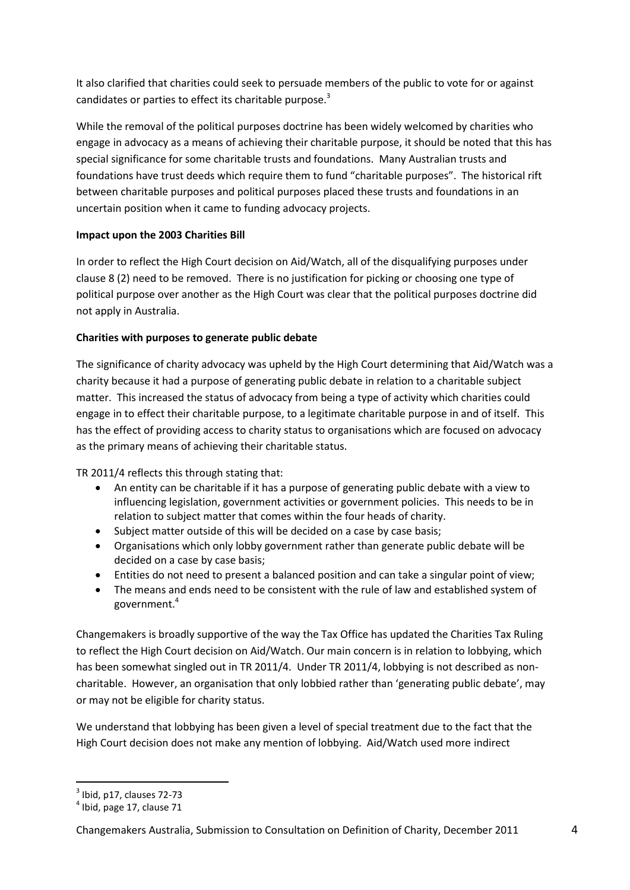It also clarified that charities could seek to persuade members of the public to vote for or against candidates or parties to effect its charitable purpose.[3]

While the removal of the political purposes doctrine has been widely welcomed by charities who engage in advocacy as a means of achieving their charitable purpose, it should be noted that this has special significance for some charitable trusts and foundations. Many Australian trusts and foundations have trust deeds which require them to fund "charitable purposes". The historical rift between charitable purposes and political purposes placed these trusts and foundations in an uncertain position when it came to funding advocacy projects.

**Impact upon the 2003 Charities Bill**

In order to reflect the High Court decision on Aid/Watch, all of the disqualifying purposes under clause 8 (2) need to be removed. There is no justification for picking or choosing one type of political purpose over another as the High Court was clear that the political purposes doctrine did not apply in Australia.

**Charities with purposes to generate public debate**

The significance of charity advocacy was upheld by the High Court determining that Aid/Watch was a charity because it had a purpose of generating public debate in relation to a charitable subject matter. This increased the status of advocacy from being a type of activity which charities could engage in to effect their charitable purpose, to a legitimate charitable purpose in and of itself. This has the effect of providing access to charity status to organisations which are focused on advocacy as the primary means of achieving their charitable status.

TR 2011/4 reflects this through stating that:

- An entity can be charitable if it has a purpose of generating public debate with a view to influencing legislation, government activities or government policies. This needs to be in relation to subject matter that comes within the four heads of charity.
- Subject matter outside of this will be decided on a case by case basis;
- Organisations which only lobby government rather than generate public debate will be decided on a case by case basis;
- Entities do not need to present a balanced position and can take a singular point of view;
- The means and ends need to be consistent with the rule of law and established system of government.[4]

Changemakers is broadly supportive of the way the Tax Office has updated the Charities Tax Ruling to reflect the High Court decision on Aid/Watch. Our main concern is in relation to lobbying, which has been somewhat singled out in TR 2011/4. Under TR 2011/4, lobbying is not described as non-charitable. However, an organisation that only lobbied rather than 'generating public debate', may or may not be eligible for charity status.

We understand that lobbying has been given a level of special treatment due to the fact that the High Court decision does not make any mention of lobbying. Aid/Watch used more indirect

[3] Ibid, p17, clauses 72-73

[4] Ibid, page 17, clause 71

Changemakers Australia, Submission to Consultation on Definition of Charity, December 2011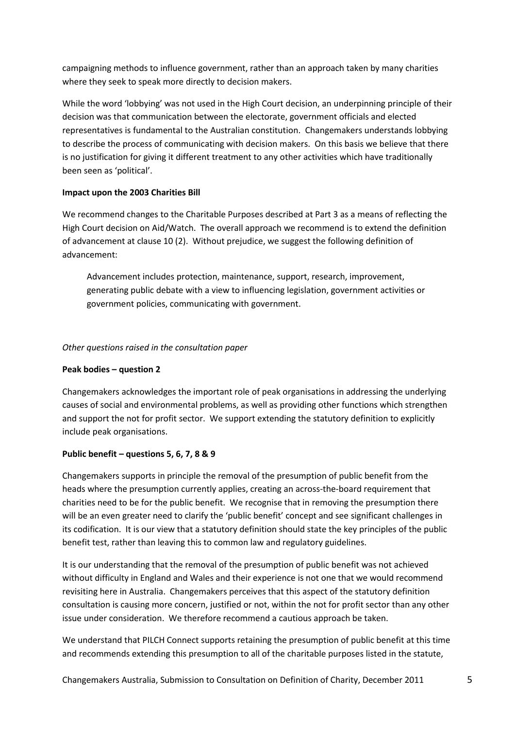campaigning methods to influence government, rather than an approach taken by many charities where they seek to speak more directly to decision makers.

While the word 'lobbying' was not used in the High Court decision, an underpinning principle of their decision was that communication between the electorate, government officials and elected representatives is fundamental to the Australian constitution. Changemakers understands lobbying to describe the process of communicating with decision makers. On this basis we believe that there is no justification for giving it different treatment to any other activities which have traditionally been seen as 'political'.

**Impact upon the 2003 Charities Bill**

We recommend changes to the Charitable Purposes described at Part 3 as a means of reflecting the High Court decision on Aid/Watch. The overall approach we recommend is to extend the definition of advancement at clause 10 (2). Without prejudice, we suggest the following definition of advancement:

> Advancement includes protection, maintenance, support, research, improvement, generating public debate with a view to influencing legislation, government activities or government policies, communicating with government.

*Other questions raised in the consultation paper*

**Peak bodies – question 2**

Changemakers acknowledges the important role of peak organisations in addressing the underlying causes of social and environmental problems, as well as providing other functions which strengthen and support the not for profit sector. We support extending the statutory definition to explicitly include peak organisations.

**Public benefit – questions 5, 6, 7, 8 & 9**

Changemakers supports in principle the removal of the presumption of public benefit from the heads where the presumption currently applies, creating an across-the-board requirement that charities need to be for the public benefit. We recognise that in removing the presumption there will be an even greater need to clarify the 'public benefit' concept and see significant challenges in its codification. It is our view that a statutory definition should state the key principles of the public benefit test, rather than leaving this to common law and regulatory guidelines.

It is our understanding that the removal of the presumption of public benefit was not achieved without difficulty in England and Wales and their experience is not one that we would recommend revisiting here in Australia. Changemakers perceives that this aspect of the statutory definition consultation is causing more concern, justified or not, within the not for profit sector than any other issue under consideration. We therefore recommend a cautious approach be taken.

We understand that PILCH Connect supports retaining the presumption of public benefit at this time and recommends extending this presumption to all of the charitable purposes listed in the statute,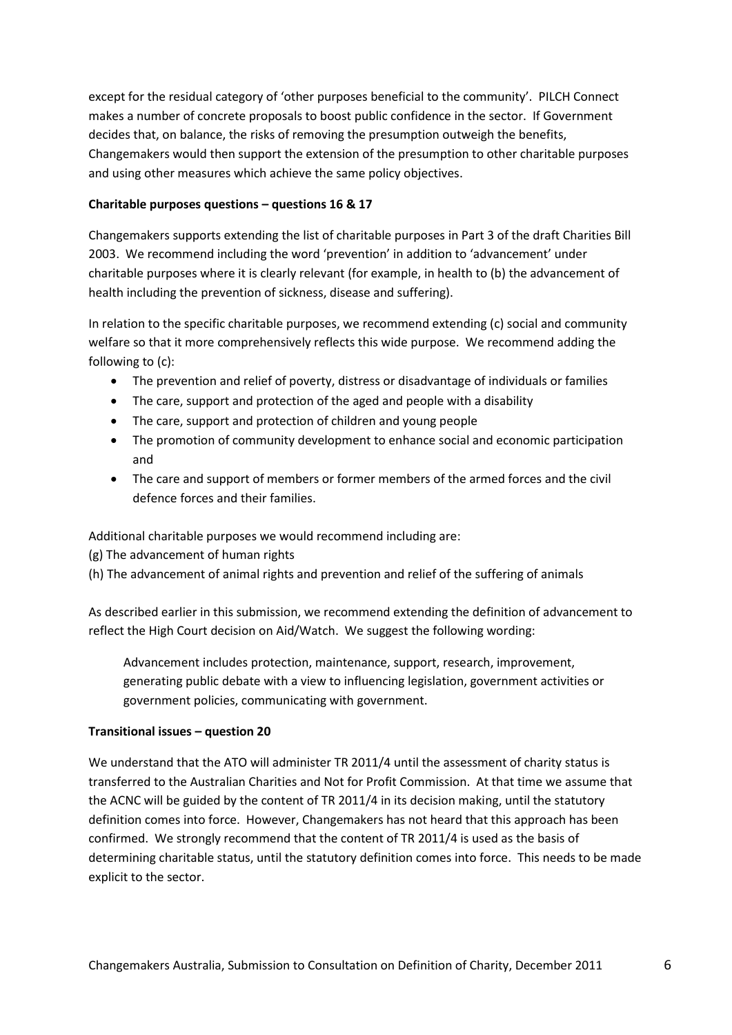except for the residual category of 'other purposes beneficial to the community'. PILCH Connect makes a number of concrete proposals to boost public confidence in the sector. If Government decides that, on balance, the risks of removing the presumption outweigh the benefits, Changemakers would then support the extension of the presumption to other charitable purposes and using other measures which achieve the same policy objectives.

**Charitable purposes questions – questions 16 & 17**

Changemakers supports extending the list of charitable purposes in Part 3 of the draft Charities Bill 2003. We recommend including the word 'prevention' in addition to 'advancement' under charitable purposes where it is clearly relevant (for example, in health to (b) the advancement of health including the prevention of sickness, disease and suffering).

In relation to the specific charitable purposes, we recommend extending (c) social and community welfare so that it more comprehensively reflects this wide purpose. We recommend adding the following to (c):

- The prevention and relief of poverty, distress or disadvantage of individuals or families
- The care, support and protection of the aged and people with a disability
- The care, support and protection of children and young people
- The promotion of community development to enhance social and economic participation and
- The care and support of members or former members of the armed forces and the civil defence forces and their families.

Additional charitable purposes we would recommend including are:

(g) The advancement of human rights

(h) The advancement of animal rights and prevention and relief of the suffering of animals

As described earlier in this submission, we recommend extending the definition of advancement to reflect the High Court decision on Aid/Watch. We suggest the following wording:

> Advancement includes protection, maintenance, support, research, improvement, generating public debate with a view to influencing legislation, government activities or government policies, communicating with government.

**Transitional issues – question 20**

We understand that the ATO will administer TR 2011/4 until the assessment of charity status is transferred to the Australian Charities and Not for Profit Commission. At that time we assume that the ACNC will be guided by the content of TR 2011/4 in its decision making, until the statutory definition comes into force. However, Changemakers has not heard that this approach has been confirmed. We strongly recommend that the content of TR 2011/4 is used as the basis of determining charitable status, until the statutory definition comes into force. This needs to be made explicit to the sector.